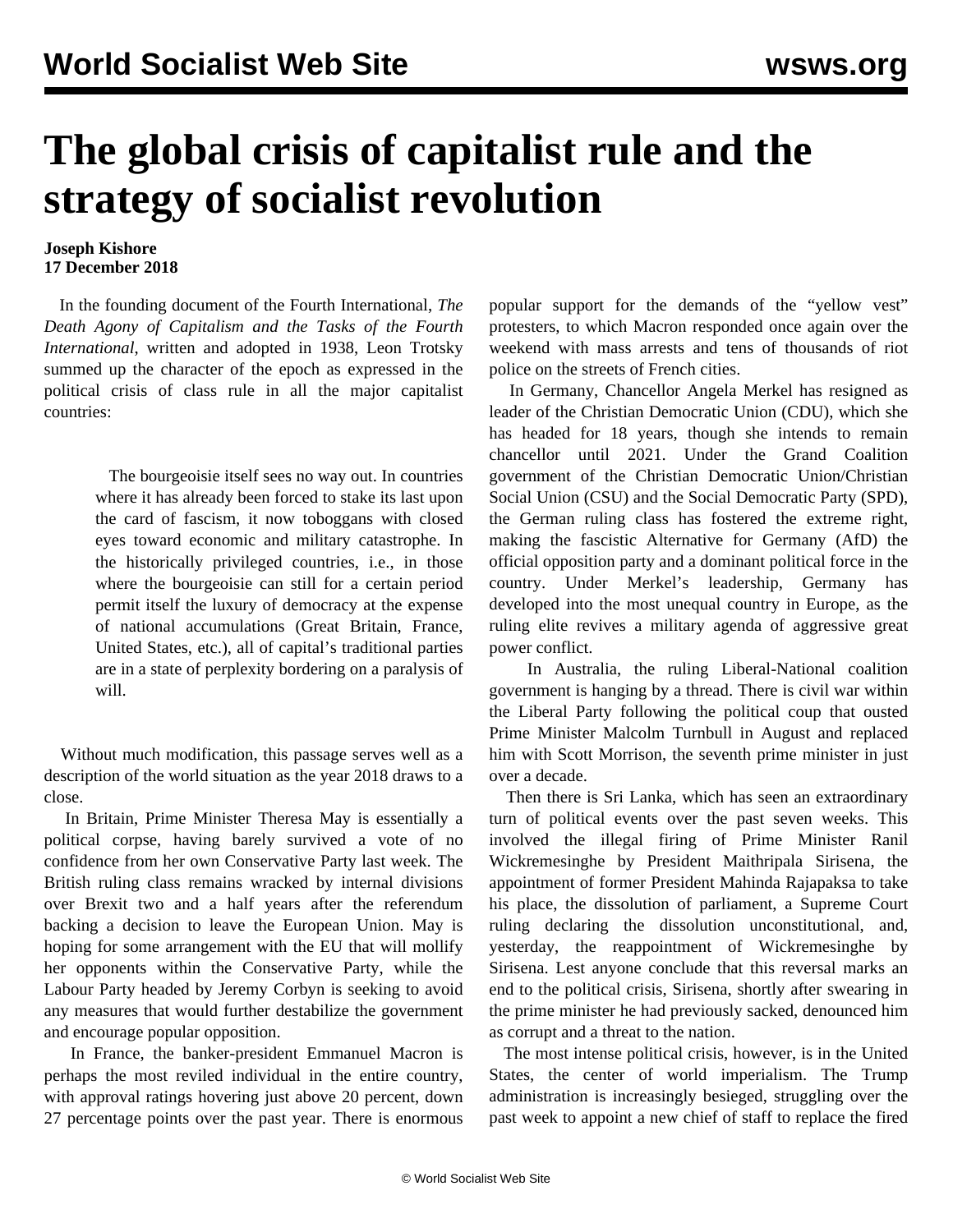# The global crisis of capitalist rule and the strategy of socialist revolution

**Joseph Kishore**
**17 December 2018**

In the founding document of the Fourth International, *The Death Agony of Capitalism and the Tasks of the Fourth International*, written and adopted in 1938, Leon Trotsky summed up the character of the epoch as expressed in the political crisis of class rule in all the major capitalist countries:

> The bourgeoisie itself sees no way out. In countries where it has already been forced to stake its last upon the card of fascism, it now toboggans with closed eyes toward economic and military catastrophe. In the historically privileged countries, i.e., in those where the bourgeoisie can still for a certain period permit itself the luxury of democracy at the expense of national accumulations (Great Britain, France, United States, etc.), all of capital's traditional parties are in a state of perplexity bordering on a paralysis of will.

Without much modification, this passage serves well as a description of the world situation as the year 2018 draws to a close.

In Britain, Prime Minister Theresa May is essentially a political corpse, having barely survived a vote of no confidence from her own Conservative Party last week. The British ruling class remains wracked by internal divisions over Brexit two and a half years after the referendum backing a decision to leave the European Union. May is hoping for some arrangement with the EU that will mollify her opponents within the Conservative Party, while the Labour Party headed by Jeremy Corbyn is seeking to avoid any measures that would further destabilize the government and encourage popular opposition.

In France, the banker-president Emmanuel Macron is perhaps the most reviled individual in the entire country, with approval ratings hovering just above 20 percent, down 27 percentage points over the past year. There is enormous popular support for the demands of the "yellow vest" protesters, to which Macron responded once again over the weekend with mass arrests and tens of thousands of riot police on the streets of French cities.

In Germany, Chancellor Angela Merkel has resigned as leader of the Christian Democratic Union (CDU), which she has headed for 18 years, though she intends to remain chancellor until 2021. Under the Grand Coalition government of the Christian Democratic Union/Christian Social Union (CSU) and the Social Democratic Party (SPD), the German ruling class has fostered the extreme right, making the fascistic Alternative for Germany (AfD) the official opposition party and a dominant political force in the country. Under Merkel's leadership, Germany has developed into the most unequal country in Europe, as the ruling elite revives a military agenda of aggressive great power conflict.

In Australia, the ruling Liberal-National coalition government is hanging by a thread. There is civil war within the Liberal Party following the political coup that ousted Prime Minister Malcolm Turnbull in August and replaced him with Scott Morrison, the seventh prime minister in just over a decade.

Then there is Sri Lanka, which has seen an extraordinary turn of political events over the past seven weeks. This involved the illegal firing of Prime Minister Ranil Wickremesinghe by President Maithripala Sirisena, the appointment of former President Mahinda Rajapaksa to take his place, the dissolution of parliament, a Supreme Court ruling declaring the dissolution unconstitutional, and, yesterday, the reappointment of Wickremesinghe by Sirisena. Lest anyone conclude that this reversal marks an end to the political crisis, Sirisena, shortly after swearing in the prime minister he had previously sacked, denounced him as corrupt and a threat to the nation.

The most intense political crisis, however, is in the United States, the center of world imperialism. The Trump administration is increasingly besieged, struggling over the past week to appoint a new chief of staff to replace the fired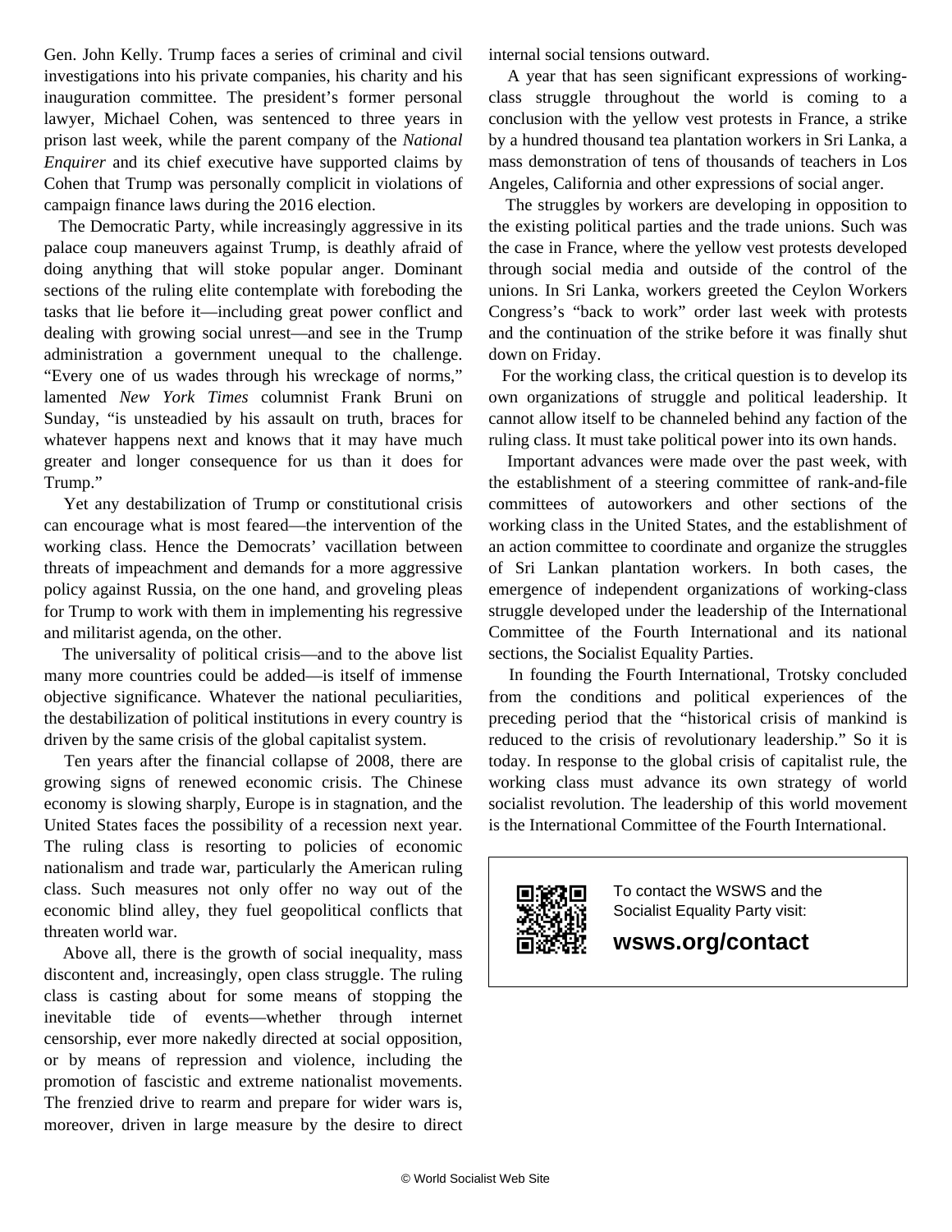Gen. John Kelly. Trump faces a series of criminal and civil investigations into his private companies, his charity and his inauguration committee. The president's former personal lawyer, Michael Cohen, was sentenced to three years in prison last week, while the parent company of the *National Enquirer* and its chief executive have supported claims by Cohen that Trump was personally complicit in violations of campaign finance laws during the 2016 election.

The Democratic Party, while increasingly aggressive in its palace coup maneuvers against Trump, is deathly afraid of doing anything that will stoke popular anger. Dominant sections of the ruling elite contemplate with foreboding the tasks that lie before it—including great power conflict and dealing with growing social unrest—and see in the Trump administration a government unequal to the challenge. "Every one of us wades through his wreckage of norms," lamented *New York Times* columnist Frank Bruni on Sunday, "is unsteadied by his assault on truth, braces for whatever happens next and knows that it may have much greater and longer consequence for us than it does for Trump."

Yet any destabilization of Trump or constitutional crisis can encourage what is most feared—the intervention of the working class. Hence the Democrats' vacillation between threats of impeachment and demands for a more aggressive policy against Russia, on the one hand, and groveling pleas for Trump to work with them in implementing his regressive and militarist agenda, on the other.

The universality of political crisis—and to the above list many more countries could be added—is itself of immense objective significance. Whatever the national peculiarities, the destabilization of political institutions in every country is driven by the same crisis of the global capitalist system.

Ten years after the financial collapse of 2008, there are growing signs of renewed economic crisis. The Chinese economy is slowing sharply, Europe is in stagnation, and the United States faces the possibility of a recession next year. The ruling class is resorting to policies of economic nationalism and trade war, particularly the American ruling class. Such measures not only offer no way out of the economic blind alley, they fuel geopolitical conflicts that threaten world war.

Above all, there is the growth of social inequality, mass discontent and, increasingly, open class struggle. The ruling class is casting about for some means of stopping the inevitable tide of events—whether through internet censorship, ever more nakedly directed at social opposition, or by means of repression and violence, including the promotion of fascistic and extreme nationalist movements. The frenzied drive to rearm and prepare for wider wars is, moreover, driven in large measure by the desire to direct internal social tensions outward.

A year that has seen significant expressions of working-class struggle throughout the world is coming to a conclusion with the yellow vest protests in France, a strike by a hundred thousand tea plantation workers in Sri Lanka, a mass demonstration of tens of thousands of teachers in Los Angeles, California and other expressions of social anger.

The struggles by workers are developing in opposition to the existing political parties and the trade unions. Such was the case in France, where the yellow vest protests developed through social media and outside of the control of the unions. In Sri Lanka, workers greeted the Ceylon Workers Congress's "back to work" order last week with protests and the continuation of the strike before it was finally shut down on Friday.

For the working class, the critical question is to develop its own organizations of struggle and political leadership. It cannot allow itself to be channeled behind any faction of the ruling class. It must take political power into its own hands.

Important advances were made over the past week, with the establishment of a steering committee of rank-and-file committees of autoworkers and other sections of the working class in the United States, and the establishment of an action committee to coordinate and organize the struggles of Sri Lankan plantation workers. In both cases, the emergence of independent organizations of working-class struggle developed under the leadership of the International Committee of the Fourth International and its national sections, the Socialist Equality Parties.

In founding the Fourth International, Trotsky concluded from the conditions and political experiences of the preceding period that the "historical crisis of mankind is reduced to the crisis of revolutionary leadership." So it is today. In response to the global crisis of capitalist rule, the working class must advance its own strategy of world socialist revolution. The leadership of this world movement is the International Committee of the Fourth International.

To contact the WSWS and the Socialist Equality Party visit:

**wsws.org/contact**